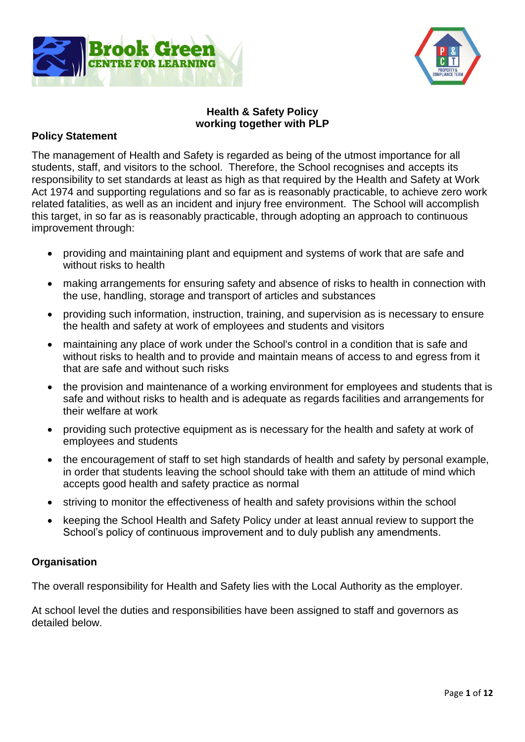# Health & Safety Policy
## working together with PLP

### Policy Statement

The management of Health and Safety is regarded as being of the utmost importance for all students, staff, and visitors to the school. Therefore, the School recognises and accepts its responsibility to set standards at least as high as that required by the Health and Safety at Work Act 1974 and supporting regulations and so far as is reasonably practicable, to achieve zero work related fatalities, as well as an incident and injury free environment. The School will accomplish this target, in so far as is reasonably practicable, through adopting an approach to continuous improvement through:

- providing and maintaining plant and equipment and systems of work that are safe and without risks to health
- making arrangements for ensuring safety and absence of risks to health in connection with the use, handling, storage and transport of articles and substances
- providing such information, instruction, training, and supervision as is necessary to ensure the health and safety at work of employees and students and visitors
- maintaining any place of work under the School's control in a condition that is safe and without risks to health and to provide and maintain means of access to and egress from it that are safe and without such risks
- the provision and maintenance of a working environment for employees and students that is safe and without risks to health and is adequate as regards facilities and arrangements for their welfare at work
- providing such protective equipment as is necessary for the health and safety at work of employees and students
- the encouragement of staff to set high standards of health and safety by personal example, in order that students leaving the school should take with them an attitude of mind which accepts good health and safety practice as normal
- striving to monitor the effectiveness of health and safety provisions within the school
- keeping the School Health and Safety Policy under at least annual review to support the School's policy of continuous improvement and to duly publish any amendments.

### Organisation

The overall responsibility for Health and Safety lies with the Local Authority as the employer.

At school level the duties and responsibilities have been assigned to staff and governors as detailed below.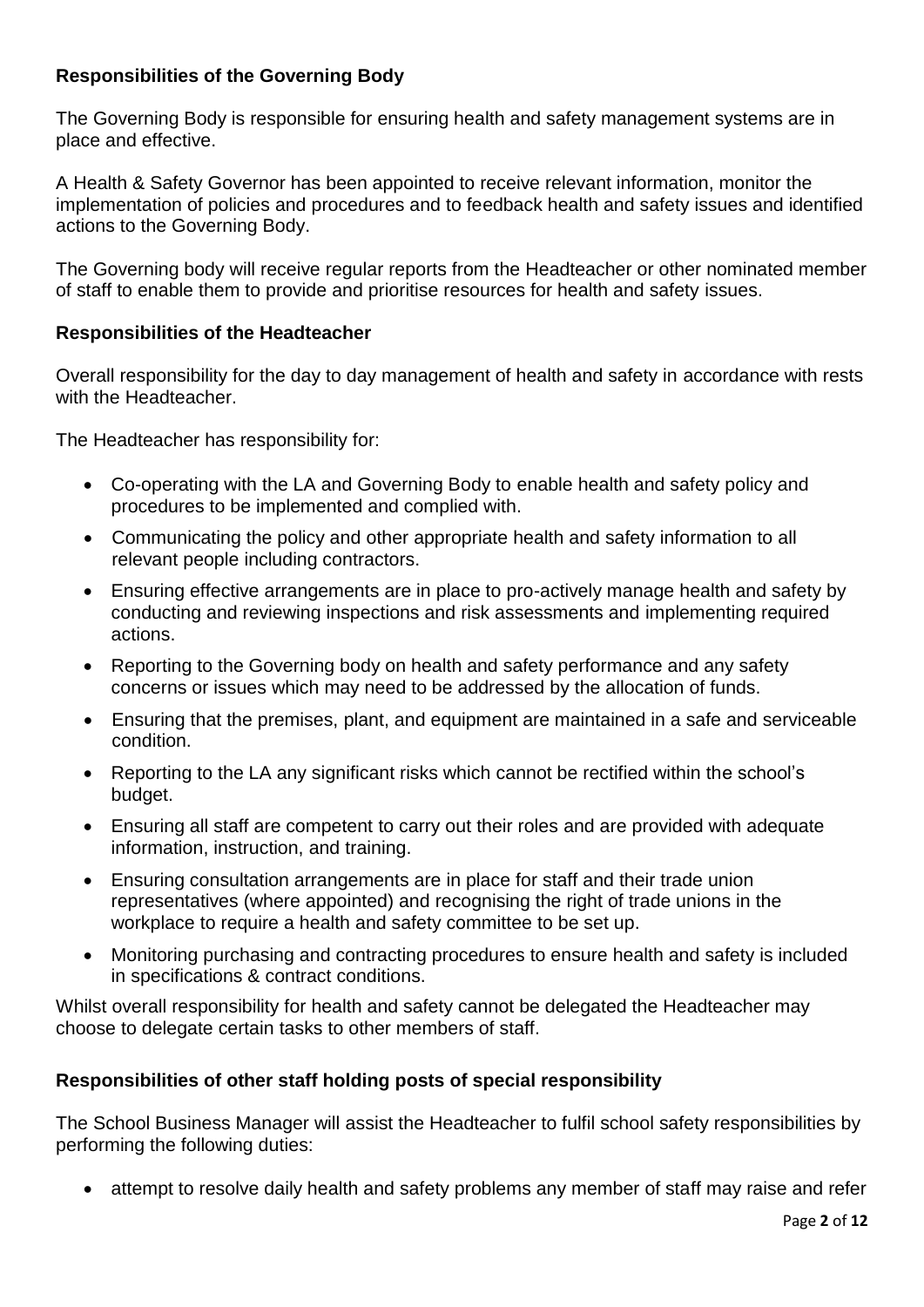### Responsibilities of the Governing Body

The Governing Body is responsible for ensuring health and safety management systems are in place and effective.

A Health & Safety Governor has been appointed to receive relevant information, monitor the implementation of policies and procedures and to feedback health and safety issues and identified actions to the Governing Body.

The Governing body will receive regular reports from the Headteacher or other nominated member of staff to enable them to provide and prioritise resources for health and safety issues.

### Responsibilities of the Headteacher

Overall responsibility for the day to day management of health and safety in accordance with rests with the Headteacher.

The Headteacher has responsibility for:

- Co-operating with the LA and Governing Body to enable health and safety policy and procedures to be implemented and complied with.
- Communicating the policy and other appropriate health and safety information to all relevant people including contractors.
- Ensuring effective arrangements are in place to pro-actively manage health and safety by conducting and reviewing inspections and risk assessments and implementing required actions.
- Reporting to the Governing body on health and safety performance and any safety concerns or issues which may need to be addressed by the allocation of funds.
- Ensuring that the premises, plant, and equipment are maintained in a safe and serviceable condition.
- Reporting to the LA any significant risks which cannot be rectified within the school's budget.
- Ensuring all staff are competent to carry out their roles and are provided with adequate information, instruction, and training.
- Ensuring consultation arrangements are in place for staff and their trade union representatives (where appointed) and recognising the right of trade unions in the workplace to require a health and safety committee to be set up.
- Monitoring purchasing and contracting procedures to ensure health and safety is included in specifications & contract conditions.

Whilst overall responsibility for health and safety cannot be delegated the Headteacher may choose to delegate certain tasks to other members of staff.

### Responsibilities of other staff holding posts of special responsibility

The School Business Manager will assist the Headteacher to fulfil school safety responsibilities by performing the following duties:

- attempt to resolve daily health and safety problems any member of staff may raise and refer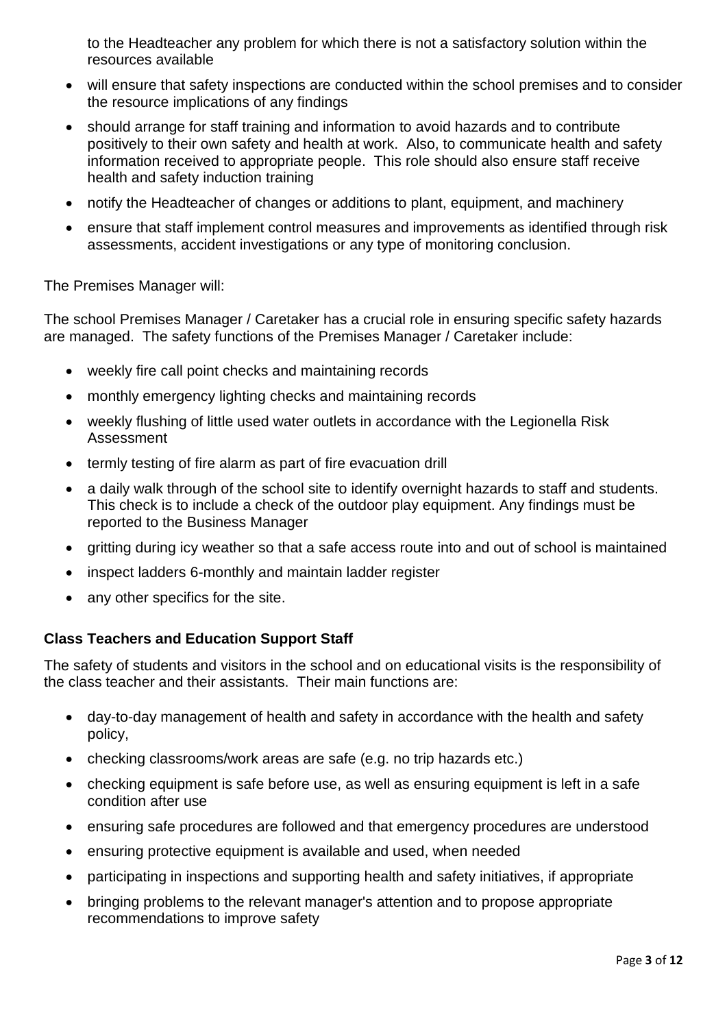to the Headteacher any problem for which there is not a satisfactory solution within the resources available

- will ensure that safety inspections are conducted within the school premises and to consider the resource implications of any findings
- should arrange for staff training and information to avoid hazards and to contribute positively to their own safety and health at work. Also, to communicate health and safety information received to appropriate people. This role should also ensure staff receive health and safety induction training
- notify the Headteacher of changes or additions to plant, equipment, and machinery
- ensure that staff implement control measures and improvements as identified through risk assessments, accident investigations or any type of monitoring conclusion.

The Premises Manager will:

The school Premises Manager / Caretaker has a crucial role in ensuring specific safety hazards are managed. The safety functions of the Premises Manager / Caretaker include:

- weekly fire call point checks and maintaining records
- monthly emergency lighting checks and maintaining records
- weekly flushing of little used water outlets in accordance with the Legionella Risk Assessment
- termly testing of fire alarm as part of fire evacuation drill
- a daily walk through of the school site to identify overnight hazards to staff and students. This check is to include a check of the outdoor play equipment. Any findings must be reported to the Business Manager
- gritting during icy weather so that a safe access route into and out of school is maintained
- inspect ladders 6-monthly and maintain ladder register
- any other specifics for the site.

**Class Teachers and Education Support Staff**

The safety of students and visitors in the school and on educational visits is the responsibility of the class teacher and their assistants. Their main functions are:

- day-to-day management of health and safety in accordance with the health and safety policy,
- checking classrooms/work areas are safe (e.g. no trip hazards etc.)
- checking equipment is safe before use, as well as ensuring equipment is left in a safe condition after use
- ensuring safe procedures are followed and that emergency procedures are understood
- ensuring protective equipment is available and used, when needed
- participating in inspections and supporting health and safety initiatives, if appropriate
- bringing problems to the relevant manager's attention and to propose appropriate recommendations to improve safety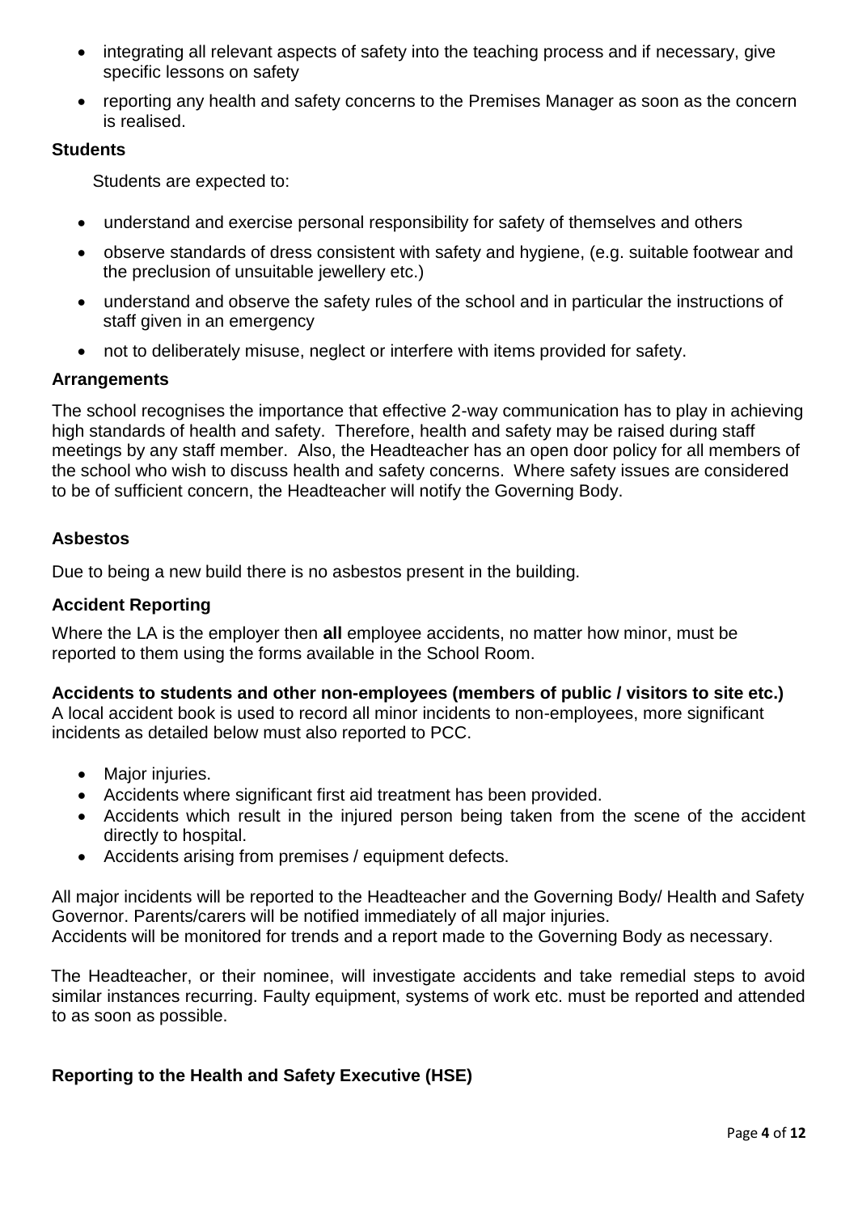- integrating all relevant aspects of safety into the teaching process and if necessary, give specific lessons on safety
- reporting any health and safety concerns to the Premises Manager as soon as the concern is realised.

**Students**

Students are expected to:

- understand and exercise personal responsibility for safety of themselves and others
- observe standards of dress consistent with safety and hygiene, (e.g. suitable footwear and the preclusion of unsuitable jewellery etc.)
- understand and observe the safety rules of the school and in particular the instructions of staff given in an emergency
- not to deliberately misuse, neglect or interfere with items provided for safety.

**Arrangements**

The school recognises the importance that effective 2-way communication has to play in achieving high standards of health and safety. Therefore, health and safety may be raised during staff meetings by any staff member. Also, the Headteacher has an open door policy for all members of the school who wish to discuss health and safety concerns. Where safety issues are considered to be of sufficient concern, the Headteacher will notify the Governing Body.

**Asbestos**

Due to being a new build there is no asbestos present in the building.

**Accident Reporting**

Where the LA is the employer then **all** employee accidents, no matter how minor, must be reported to them using the forms available in the School Room.

**Accidents to students and other non-employees (members of public / visitors to site etc.)**

A local accident book is used to record all minor incidents to non-employees, more significant incidents as detailed below must also reported to PCC.

- Major injuries.
- Accidents where significant first aid treatment has been provided.
- Accidents which result in the injured person being taken from the scene of the accident directly to hospital.
- Accidents arising from premises / equipment defects.

All major incidents will be reported to the Headteacher and the Governing Body/ Health and Safety Governor. Parents/carers will be notified immediately of all major injuries.
Accidents will be monitored for trends and a report made to the Governing Body as necessary.

The Headteacher, or their nominee, will investigate accidents and take remedial steps to avoid similar instances recurring. Faulty equipment, systems of work etc. must be reported and attended to as soon as possible.

**Reporting to the Health and Safety Executive (HSE)**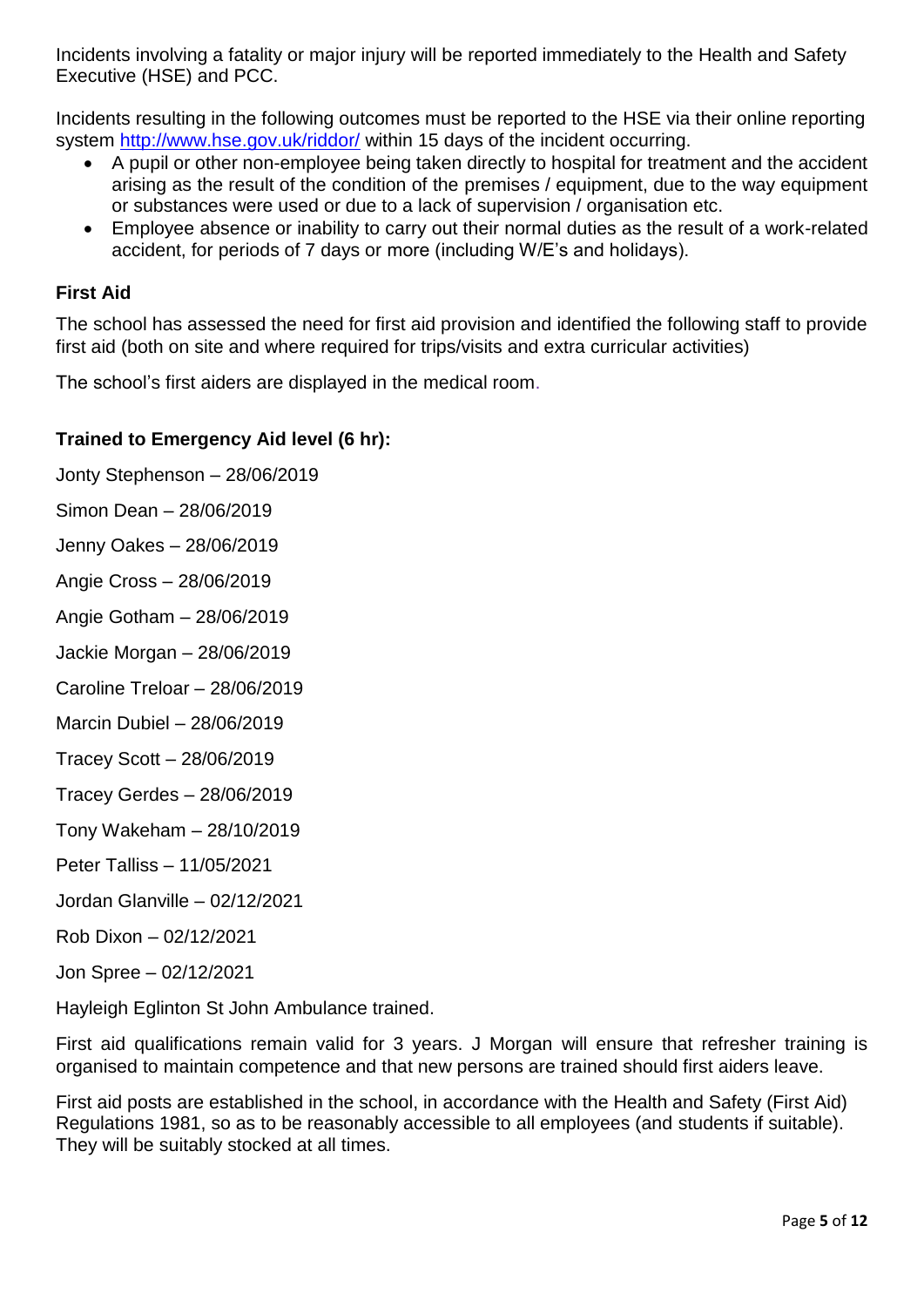Incidents involving a fatality or major injury will be reported immediately to the Health and Safety Executive (HSE) and PCC.

Incidents resulting in the following outcomes must be reported to the HSE via their online reporting system http://www.hse.gov.uk/riddor/ within 15 days of the incident occurring.

- A pupil or other non-employee being taken directly to hospital for treatment and the accident arising as the result of the condition of the premises / equipment, due to the way equipment or substances were used or due to a lack of supervision / organisation etc.
- Employee absence or inability to carry out their normal duties as the result of a work-related accident, for periods of 7 days or more (including W/E's and holidays).

### First Aid

The school has assessed the need for first aid provision and identified the following staff to provide first aid (both on site and where required for trips/visits and extra curricular activities)

The school's first aiders are displayed in the medical room.

**Trained to Emergency Aid level (6 hr):**

Jonty Stephenson – 28/06/2019

Simon Dean – 28/06/2019

Jenny Oakes – 28/06/2019

Angie Cross – 28/06/2019

Angie Gotham – 28/06/2019

Jackie Morgan – 28/06/2019

Caroline Treloar – 28/06/2019

Marcin Dubiel – 28/06/2019

Tracey Scott – 28/06/2019

Tracey Gerdes – 28/06/2019

Tony Wakeham – 28/10/2019

Peter Talliss – 11/05/2021

Jordan Glanville – 02/12/2021

Rob Dixon – 02/12/2021

Jon Spree – 02/12/2021

Hayleigh Eglinton St John Ambulance trained.

First aid qualifications remain valid for 3 years. J Morgan will ensure that refresher training is organised to maintain competence and that new persons are trained should first aiders leave.

First aid posts are established in the school, in accordance with the Health and Safety (First Aid) Regulations 1981, so as to be reasonably accessible to all employees (and students if suitable). They will be suitably stocked at all times.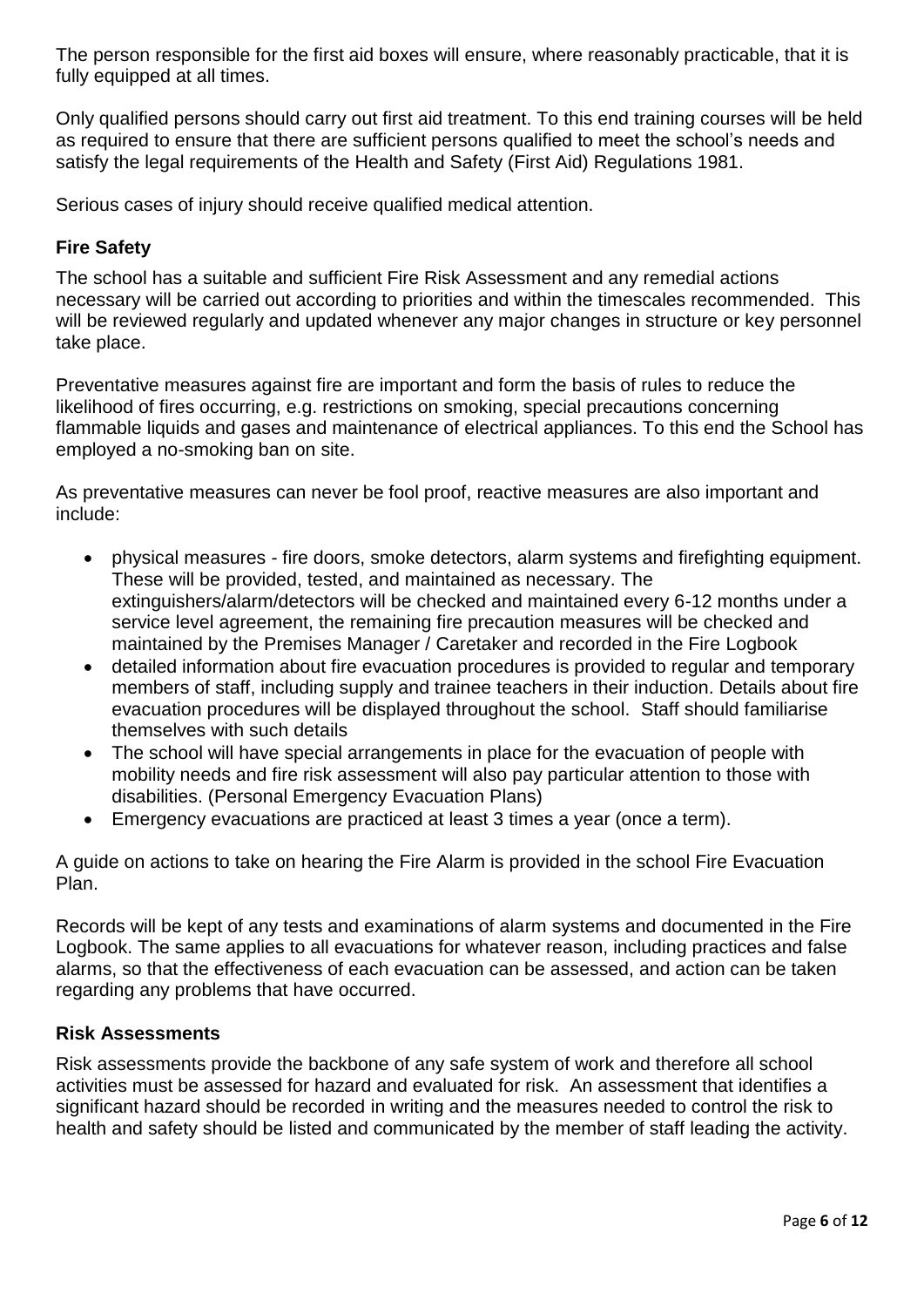The person responsible for the first aid boxes will ensure, where reasonably practicable, that it is fully equipped at all times.

Only qualified persons should carry out first aid treatment. To this end training courses will be held as required to ensure that there are sufficient persons qualified to meet the school's needs and satisfy the legal requirements of the Health and Safety (First Aid) Regulations 1981.

Serious cases of injury should receive qualified medical attention.

## Fire Safety

The school has a suitable and sufficient Fire Risk Assessment and any remedial actions necessary will be carried out according to priorities and within the timescales recommended. This will be reviewed regularly and updated whenever any major changes in structure or key personnel take place.

Preventative measures against fire are important and form the basis of rules to reduce the likelihood of fires occurring, e.g. restrictions on smoking, special precautions concerning flammable liquids and gases and maintenance of electrical appliances. To this end the School has employed a no-smoking ban on site.

As preventative measures can never be fool proof, reactive measures are also important and include:

- physical measures - fire doors, smoke detectors, alarm systems and firefighting equipment. These will be provided, tested, and maintained as necessary. The extinguishers/alarm/detectors will be checked and maintained every 6-12 months under a service level agreement, the remaining fire precaution measures will be checked and maintained by the Premises Manager / Caretaker and recorded in the Fire Logbook
- detailed information about fire evacuation procedures is provided to regular and temporary members of staff, including supply and trainee teachers in their induction. Details about fire evacuation procedures will be displayed throughout the school. Staff should familiarise themselves with such details
- The school will have special arrangements in place for the evacuation of people with mobility needs and fire risk assessment will also pay particular attention to those with disabilities. (Personal Emergency Evacuation Plans)
- Emergency evacuations are practiced at least 3 times a year (once a term).

A guide on actions to take on hearing the Fire Alarm is provided in the school Fire Evacuation Plan.

Records will be kept of any tests and examinations of alarm systems and documented in the Fire Logbook. The same applies to all evacuations for whatever reason, including practices and false alarms, so that the effectiveness of each evacuation can be assessed, and action can be taken regarding any problems that have occurred.

## Risk Assessments

Risk assessments provide the backbone of any safe system of work and therefore all school activities must be assessed for hazard and evaluated for risk. An assessment that identifies a significant hazard should be recorded in writing and the measures needed to control the risk to health and safety should be listed and communicated by the member of staff leading the activity.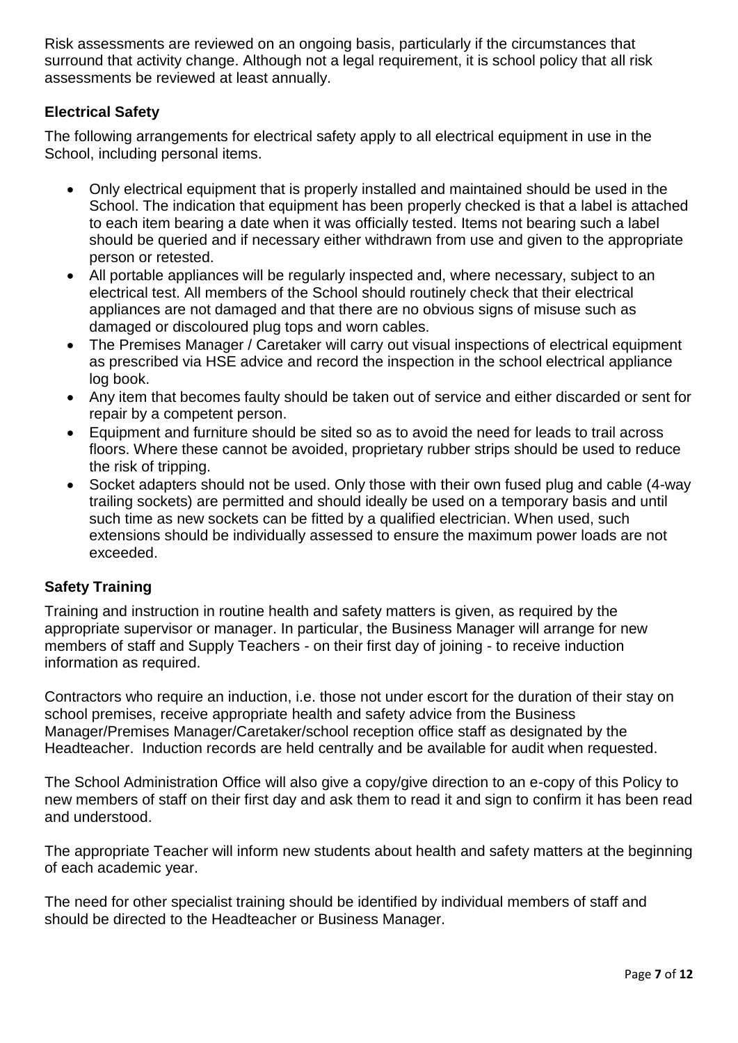Risk assessments are reviewed on an ongoing basis, particularly if the circumstances that surround that activity change. Although not a legal requirement, it is school policy that all risk assessments be reviewed at least annually.

### Electrical Safety

The following arrangements for electrical safety apply to all electrical equipment in use in the School, including personal items.

- Only electrical equipment that is properly installed and maintained should be used in the School. The indication that equipment has been properly checked is that a label is attached to each item bearing a date when it was officially tested. Items not bearing such a label should be queried and if necessary either withdrawn from use and given to the appropriate person or retested.
- All portable appliances will be regularly inspected and, where necessary, subject to an electrical test. All members of the School should routinely check that their electrical appliances are not damaged and that there are no obvious signs of misuse such as damaged or discoloured plug tops and worn cables.
- The Premises Manager / Caretaker will carry out visual inspections of electrical equipment as prescribed via HSE advice and record the inspection in the school electrical appliance log book.
- Any item that becomes faulty should be taken out of service and either discarded or sent for repair by a competent person.
- Equipment and furniture should be sited so as to avoid the need for leads to trail across floors. Where these cannot be avoided, proprietary rubber strips should be used to reduce the risk of tripping.
- Socket adapters should not be used. Only those with their own fused plug and cable (4-way trailing sockets) are permitted and should ideally be used on a temporary basis and until such time as new sockets can be fitted by a qualified electrician. When used, such extensions should be individually assessed to ensure the maximum power loads are not exceeded.

### Safety Training

Training and instruction in routine health and safety matters is given, as required by the appropriate supervisor or manager. In particular, the Business Manager will arrange for new members of staff and Supply Teachers - on their first day of joining - to receive induction information as required.

Contractors who require an induction, i.e. those not under escort for the duration of their stay on school premises, receive appropriate health and safety advice from the Business Manager/Premises Manager/Caretaker/school reception office staff as designated by the Headteacher. Induction records are held centrally and be available for audit when requested.

The School Administration Office will also give a copy/give direction to an e-copy of this Policy to new members of staff on their first day and ask them to read it and sign to confirm it has been read and understood.

The appropriate Teacher will inform new students about health and safety matters at the beginning of each academic year.

The need for other specialist training should be identified by individual members of staff and should be directed to the Headteacher or Business Manager.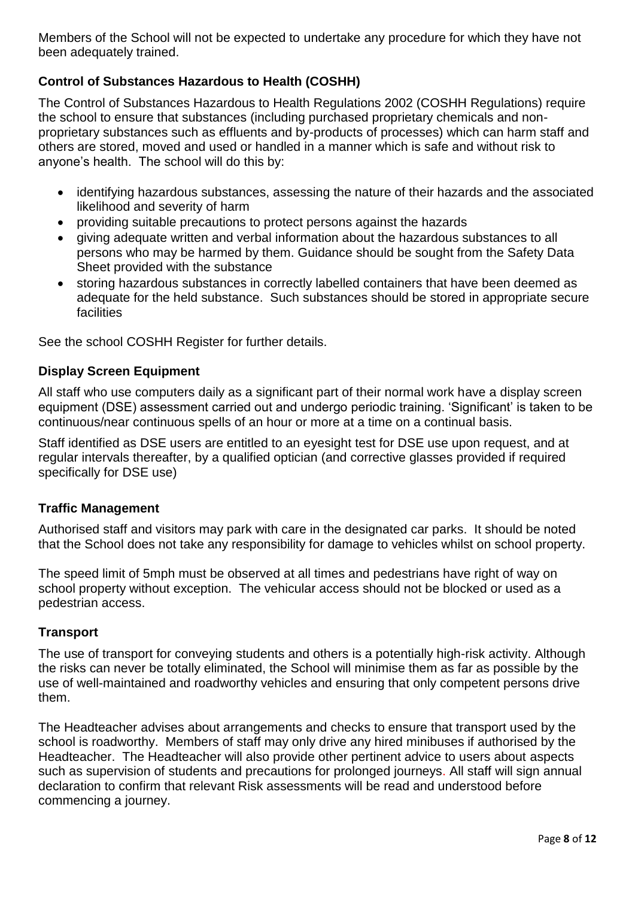Members of the School will not be expected to undertake any procedure for which they have not been adequately trained.

### Control of Substances Hazardous to Health (COSHH)

The Control of Substances Hazardous to Health Regulations 2002 (COSHH Regulations) require the school to ensure that substances (including purchased proprietary chemicals and non-proprietary substances such as effluents and by-products of processes) which can harm staff and others are stored, moved and used or handled in a manner which is safe and without risk to anyone's health. The school will do this by:

- identifying hazardous substances, assessing the nature of their hazards and the associated likelihood and severity of harm
- providing suitable precautions to protect persons against the hazards
- giving adequate written and verbal information about the hazardous substances to all persons who may be harmed by them. Guidance should be sought from the Safety Data Sheet provided with the substance
- storing hazardous substances in correctly labelled containers that have been deemed as adequate for the held substance. Such substances should be stored in appropriate secure facilities

See the school COSHH Register for further details.

### Display Screen Equipment

All staff who use computers daily as a significant part of their normal work have a display screen equipment (DSE) assessment carried out and undergo periodic training. 'Significant' is taken to be continuous/near continuous spells of an hour or more at a time on a continual basis.

Staff identified as DSE users are entitled to an eyesight test for DSE use upon request, and at regular intervals thereafter, by a qualified optician (and corrective glasses provided if required specifically for DSE use)

### Traffic Management

Authorised staff and visitors may park with care in the designated car parks. It should be noted that the School does not take any responsibility for damage to vehicles whilst on school property.

The speed limit of 5mph must be observed at all times and pedestrians have right of way on school property without exception. The vehicular access should not be blocked or used as a pedestrian access.

### Transport

The use of transport for conveying students and others is a potentially high-risk activity. Although the risks can never be totally eliminated, the School will minimise them as far as possible by the use of well-maintained and roadworthy vehicles and ensuring that only competent persons drive them.

The Headteacher advises about arrangements and checks to ensure that transport used by the school is roadworthy. Members of staff may only drive any hired minibuses if authorised by the Headteacher. The Headteacher will also provide other pertinent advice to users about aspects such as supervision of students and precautions for prolonged journeys. All staff will sign annual declaration to confirm that relevant Risk assessments will be read and understood before commencing a journey.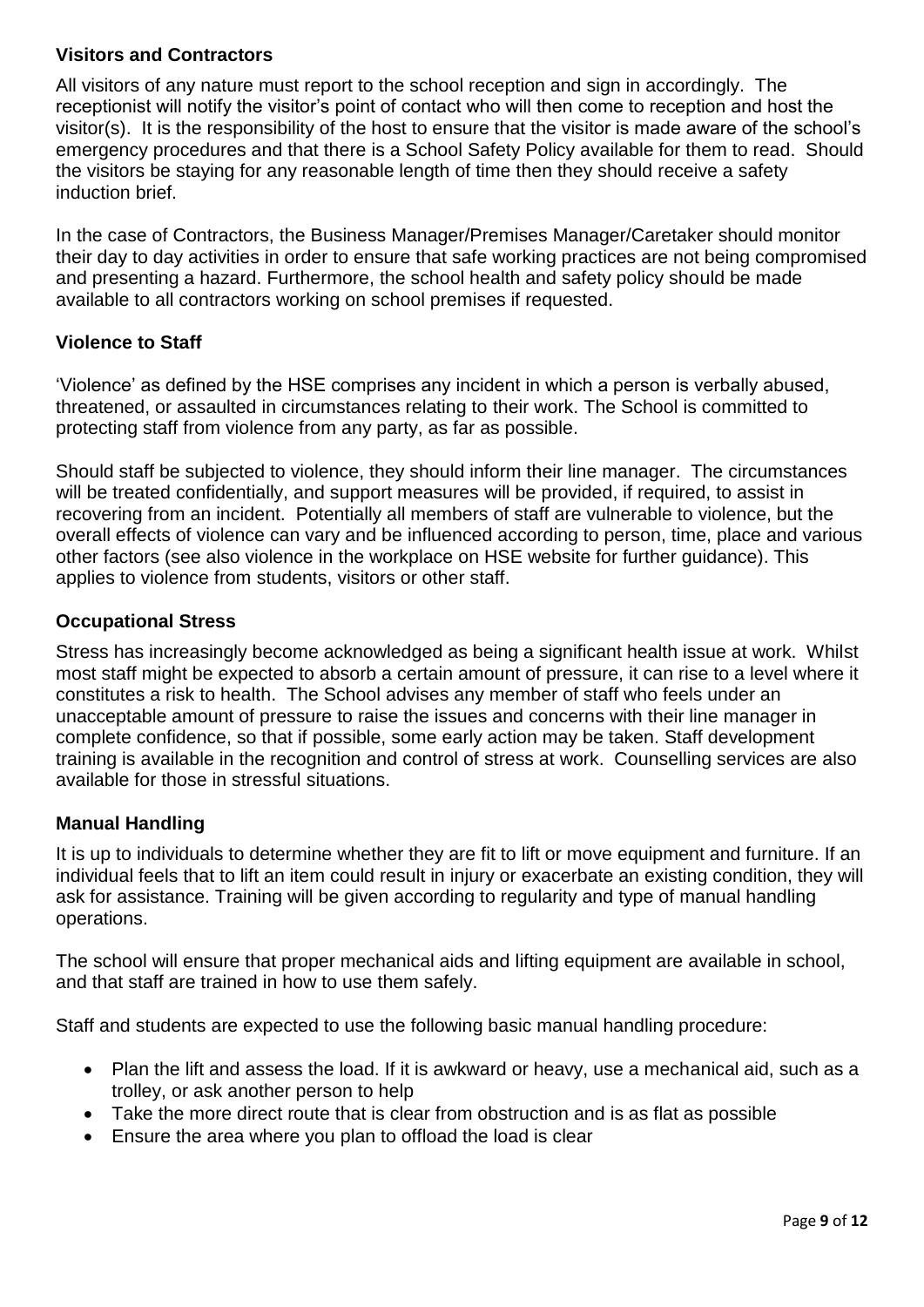### Visitors and Contractors

All visitors of any nature must report to the school reception and sign in accordingly. The receptionist will notify the visitor's point of contact who will then come to reception and host the visitor(s). It is the responsibility of the host to ensure that the visitor is made aware of the school's emergency procedures and that there is a School Safety Policy available for them to read. Should the visitors be staying for any reasonable length of time then they should receive a safety induction brief.

In the case of Contractors, the Business Manager/Premises Manager/Caretaker should monitor their day to day activities in order to ensure that safe working practices are not being compromised and presenting a hazard. Furthermore, the school health and safety policy should be made available to all contractors working on school premises if requested.

### Violence to Staff

'Violence' as defined by the HSE comprises any incident in which a person is verbally abused, threatened, or assaulted in circumstances relating to their work. The School is committed to protecting staff from violence from any party, as far as possible.

Should staff be subjected to violence, they should inform their line manager. The circumstances will be treated confidentially, and support measures will be provided, if required, to assist in recovering from an incident. Potentially all members of staff are vulnerable to violence, but the overall effects of violence can vary and be influenced according to person, time, place and various other factors (see also violence in the workplace on HSE website for further guidance). This applies to violence from students, visitors or other staff.

### Occupational Stress

Stress has increasingly become acknowledged as being a significant health issue at work. Whilst most staff might be expected to absorb a certain amount of pressure, it can rise to a level where it constitutes a risk to health. The School advises any member of staff who feels under an unacceptable amount of pressure to raise the issues and concerns with their line manager in complete confidence, so that if possible, some early action may be taken. Staff development training is available in the recognition and control of stress at work. Counselling services are also available for those in stressful situations.

### Manual Handling

It is up to individuals to determine whether they are fit to lift or move equipment and furniture. If an individual feels that to lift an item could result in injury or exacerbate an existing condition, they will ask for assistance. Training will be given according to regularity and type of manual handling operations.

The school will ensure that proper mechanical aids and lifting equipment are available in school, and that staff are trained in how to use them safely.

Staff and students are expected to use the following basic manual handling procedure:

- Plan the lift and assess the load. If it is awkward or heavy, use a mechanical aid, such as a trolley, or ask another person to help
- Take the more direct route that is clear from obstruction and is as flat as possible
- Ensure the area where you plan to offload the load is clear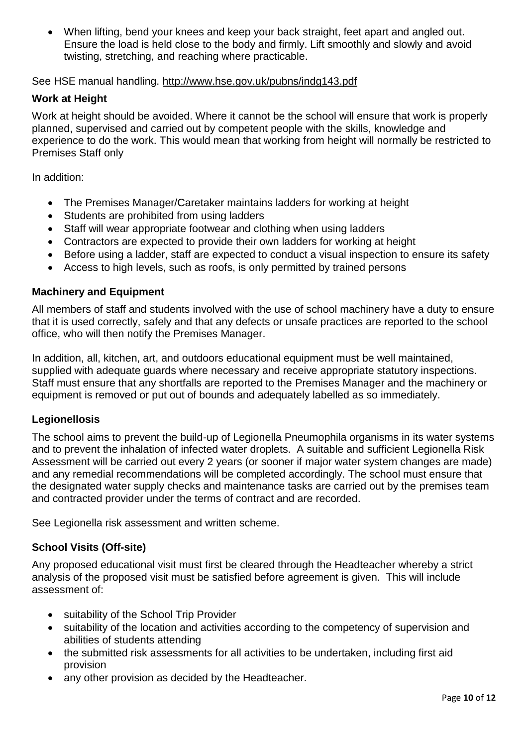- When lifting, bend your knees and keep your back straight, feet apart and angled out. Ensure the load is held close to the body and firmly. Lift smoothly and slowly and avoid twisting, stretching, and reaching where practicable.

See HSE manual handling. http://www.hse.gov.uk/pubns/indg143.pdf

**Work at Height**

Work at height should be avoided. Where it cannot be the school will ensure that work is properly planned, supervised and carried out by competent people with the skills, knowledge and experience to do the work. This would mean that working from height will normally be restricted to Premises Staff only

In addition:

- The Premises Manager/Caretaker maintains ladders for working at height
- Students are prohibited from using ladders
- Staff will wear appropriate footwear and clothing when using ladders
- Contractors are expected to provide their own ladders for working at height
- Before using a ladder, staff are expected to conduct a visual inspection to ensure its safety
- Access to high levels, such as roofs, is only permitted by trained persons

**Machinery and Equipment**

All members of staff and students involved with the use of school machinery have a duty to ensure that it is used correctly, safely and that any defects or unsafe practices are reported to the school office, who will then notify the Premises Manager.

In addition, all, kitchen, art, and outdoors educational equipment must be well maintained, supplied with adequate guards where necessary and receive appropriate statutory inspections. Staff must ensure that any shortfalls are reported to the Premises Manager and the machinery or equipment is removed or put out of bounds and adequately labelled as so immediately.

**Legionellosis**

The school aims to prevent the build-up of Legionella Pneumophila organisms in its water systems and to prevent the inhalation of infected water droplets. A suitable and sufficient Legionella Risk Assessment will be carried out every 2 years (or sooner if major water system changes are made) and any remedial recommendations will be completed accordingly. The school must ensure that the designated water supply checks and maintenance tasks are carried out by the premises team and contracted provider under the terms of contract and are recorded.

See Legionella risk assessment and written scheme.

**School Visits (Off-site)**

Any proposed educational visit must first be cleared through the Headteacher whereby a strict analysis of the proposed visit must be satisfied before agreement is given. This will include assessment of:

- suitability of the School Trip Provider
- suitability of the location and activities according to the competency of supervision and abilities of students attending
- the submitted risk assessments for all activities to be undertaken, including first aid provision
- any other provision as decided by the Headteacher.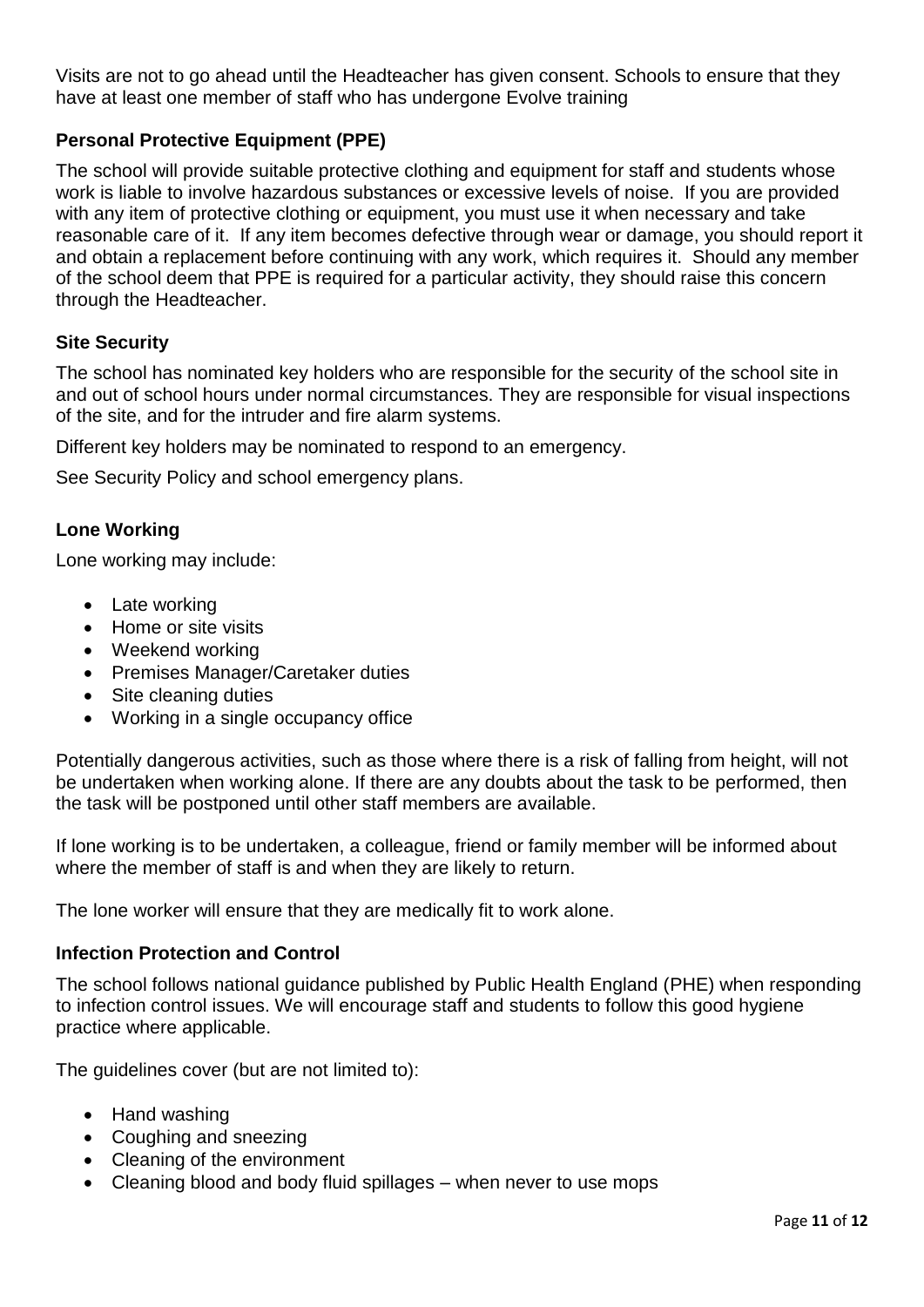Visits are not to go ahead until the Headteacher has given consent. Schools to ensure that they have at least one member of staff who has undergone Evolve training

### Personal Protective Equipment (PPE)

The school will provide suitable protective clothing and equipment for staff and students whose work is liable to involve hazardous substances or excessive levels of noise. If you are provided with any item of protective clothing or equipment, you must use it when necessary and take reasonable care of it. If any item becomes defective through wear or damage, you should report it and obtain a replacement before continuing with any work, which requires it. Should any member of the school deem that PPE is required for a particular activity, they should raise this concern through the Headteacher.

### Site Security

The school has nominated key holders who are responsible for the security of the school site in and out of school hours under normal circumstances. They are responsible for visual inspections of the site, and for the intruder and fire alarm systems.

Different key holders may be nominated to respond to an emergency.

See Security Policy and school emergency plans.

### Lone Working

Lone working may include:

- Late working
- Home or site visits
- Weekend working
- Premises Manager/Caretaker duties
- Site cleaning duties
- Working in a single occupancy office

Potentially dangerous activities, such as those where there is a risk of falling from height, will not be undertaken when working alone. If there are any doubts about the task to be performed, then the task will be postponed until other staff members are available.

If lone working is to be undertaken, a colleague, friend or family member will be informed about where the member of staff is and when they are likely to return.

The lone worker will ensure that they are medically fit to work alone.

### Infection Protection and Control

The school follows national guidance published by Public Health England (PHE) when responding to infection control issues. We will encourage staff and students to follow this good hygiene practice where applicable.

The guidelines cover (but are not limited to):

- Hand washing
- Coughing and sneezing
- Cleaning of the environment
- Cleaning blood and body fluid spillages – when never to use mops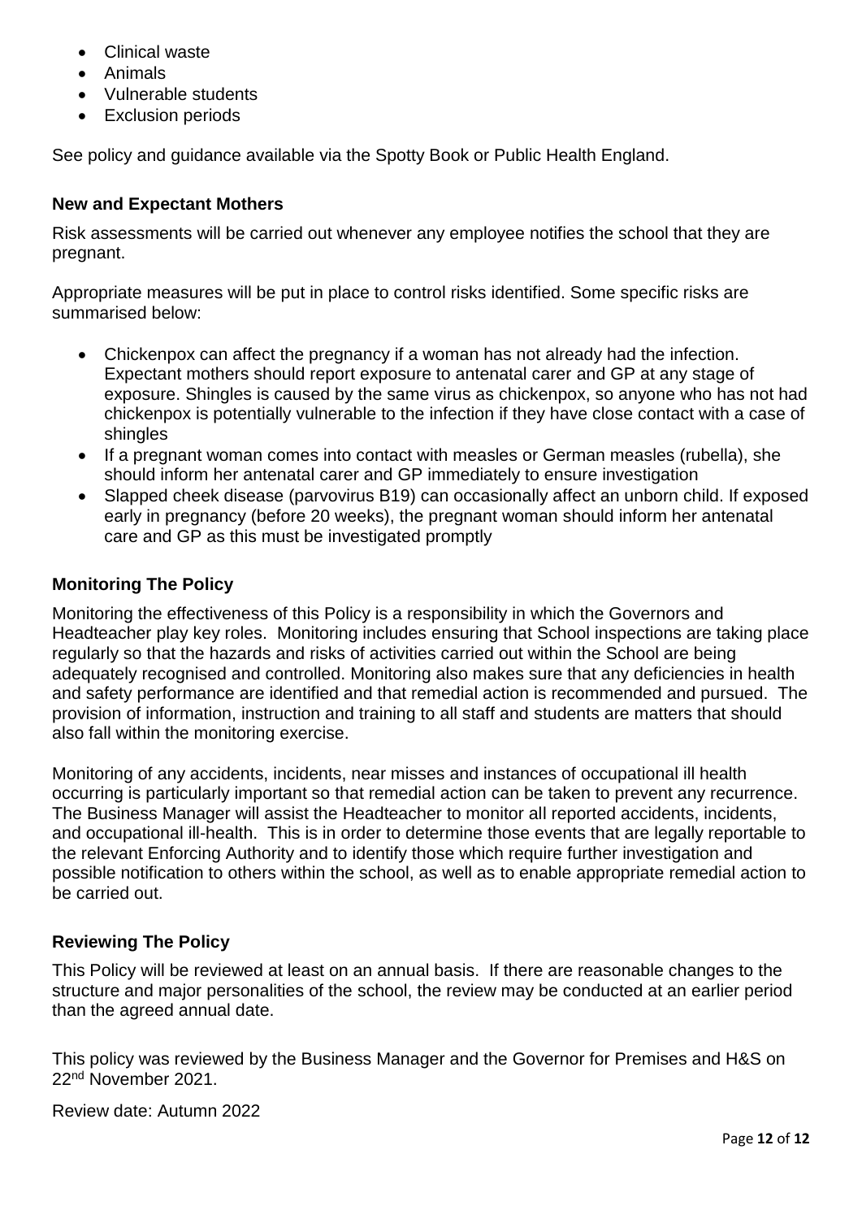- Clinical waste
- Animals
- Vulnerable students
- Exclusion periods

See policy and guidance available via the Spotty Book or Public Health England.

### New and Expectant Mothers

Risk assessments will be carried out whenever any employee notifies the school that they are pregnant.

Appropriate measures will be put in place to control risks identified. Some specific risks are summarised below:

- Chickenpox can affect the pregnancy if a woman has not already had the infection. Expectant mothers should report exposure to antenatal carer and GP at any stage of exposure. Shingles is caused by the same virus as chickenpox, so anyone who has not had chickenpox is potentially vulnerable to the infection if they have close contact with a case of shingles
- If a pregnant woman comes into contact with measles or German measles (rubella), she should inform her antenatal carer and GP immediately to ensure investigation
- Slapped cheek disease (parvovirus B19) can occasionally affect an unborn child. If exposed early in pregnancy (before 20 weeks), the pregnant woman should inform her antenatal care and GP as this must be investigated promptly

### Monitoring The Policy

Monitoring the effectiveness of this Policy is a responsibility in which the Governors and Headteacher play key roles. Monitoring includes ensuring that School inspections are taking place regularly so that the hazards and risks of activities carried out within the School are being adequately recognised and controlled. Monitoring also makes sure that any deficiencies in health and safety performance are identified and that remedial action is recommended and pursued. The provision of information, instruction and training to all staff and students are matters that should also fall within the monitoring exercise.

Monitoring of any accidents, incidents, near misses and instances of occupational ill health occurring is particularly important so that remedial action can be taken to prevent any recurrence. The Business Manager will assist the Headteacher to monitor all reported accidents, incidents, and occupational ill-health. This is in order to determine those events that are legally reportable to the relevant Enforcing Authority and to identify those which require further investigation and possible notification to others within the school, as well as to enable appropriate remedial action to be carried out.

### Reviewing The Policy

This Policy will be reviewed at least on an annual basis. If there are reasonable changes to the structure and major personalities of the school, the review may be conducted at an earlier period than the agreed annual date.

This policy was reviewed by the Business Manager and the Governor for Premises and H&S on 22nd November 2021.

Review date: Autumn 2022